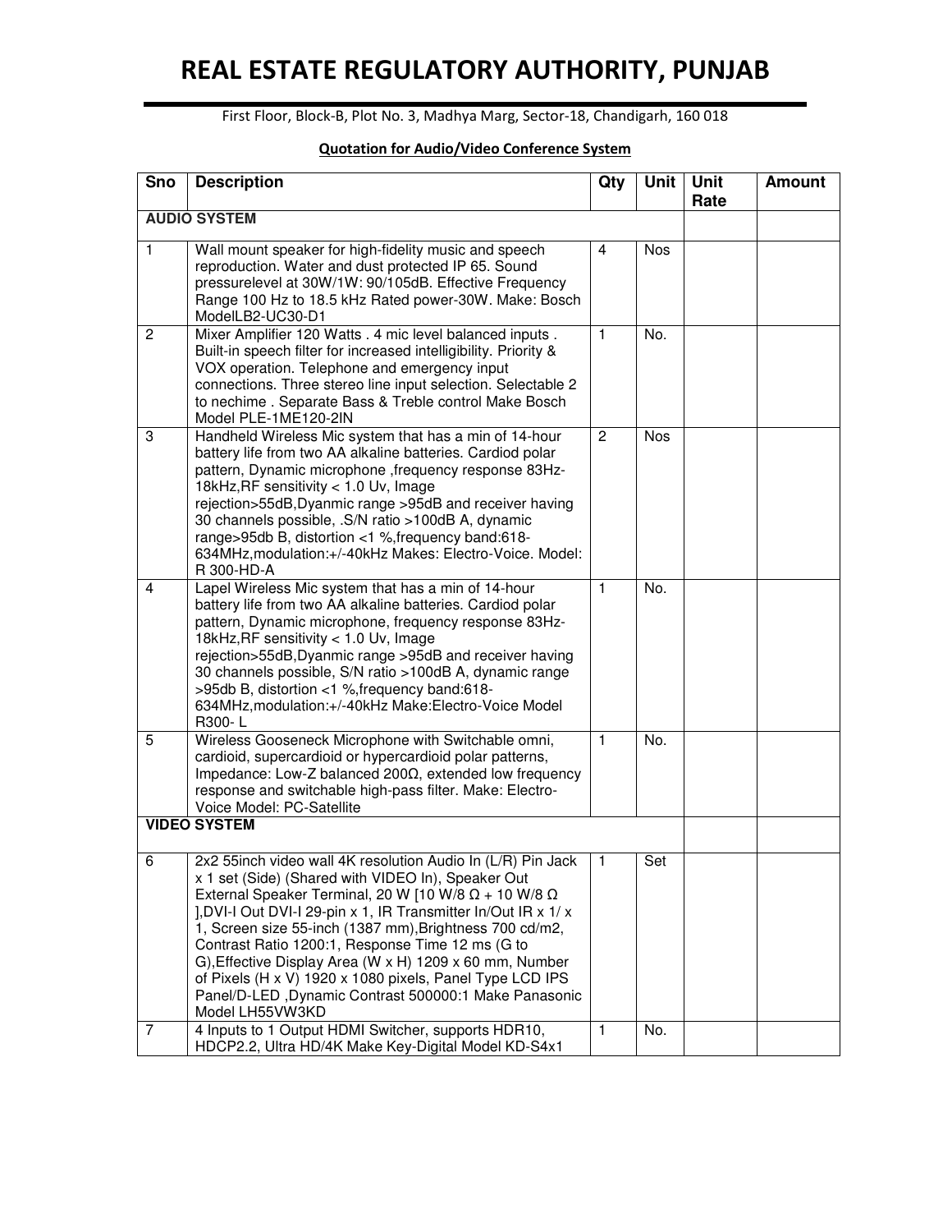# REAL ESTATE REGULATORY AUTHORITY, PUNJAB

First Floor, Block-B, Plot No. 3, Madhya Marg, Sector-18, Chandigarh, 160 018

**Quotation for Audio/Video Conference System**

| Sno | Description | Qty | Unit | Unit Rate | Amount |
|---|---|---|---|---|---|
| **AUDIO SYSTEM** | | | | | |
| 1 | Wall mount speaker for high-fidelity music and speech reproduction. Water and dust protected IP 65. Sound pressurelevel at 30W/1W: 90/105dB. Effective Frequency Range 100 Hz to 18.5 kHz Rated power-30W. Make: Bosch ModelLB2-UC30-D1 | 4 | Nos | | |
| 2 | Mixer Amplifier 120 Watts . 4 mic level balanced inputs . Built-in speech filter for increased intelligibility. Priority & VOX operation. Telephone and emergency input connections. Three stereo line input selection. Selectable 2 to nechime . Separate Bass & Treble control Make Bosch Model PLE-1ME120-2IN | 1 | No. | | |
| 3 | Handheld Wireless Mic system that has a min of 14-hour battery life from two AA alkaline batteries. Cardiod polar pattern, Dynamic microphone ,frequency response 83Hz-18kHz,RF sensitivity < 1.0 Uv, Image rejection>55dB,Dyanmic range >95dB and receiver having 30 channels possible, .S/N ratio >100dB A, dynamic range>95db B, distortion <1 %,frequency band:618-634MHz,modulation:+/-40kHz Makes: Electro-Voice. Model: R 300-HD-A | 2 | Nos | | |
| 4 | Lapel Wireless Mic system that has a min of 14-hour battery life from two AA alkaline batteries. Cardiod polar pattern, Dynamic microphone, frequency response 83Hz-18kHz,RF sensitivity < 1.0 Uv, Image rejection>55dB,Dyanmic range >95dB and receiver having 30 channels possible, S/N ratio >100dB A, dynamic range >95db B, distortion <1 %,frequency band:618-634MHz,modulation:+/-40kHz Make:Electro-Voice Model R300- L | 1 | No. | | |
| 5 | Wireless Gooseneck Microphone with Switchable omni, cardioid, supercardioid or hypercardioid polar patterns, Impedance: Low-Z balanced 200Ω, extended low frequency response and switchable high-pass filter. Make: Electro-Voice Model: PC-Satellite | 1 | No. | | |
| **VIDEO SYSTEM** | | | | | |
| 6 | 2x2 55inch video wall 4K resolution Audio In (L/R) Pin Jack x 1 set (Side) (Shared with VIDEO In), Speaker Out External Speaker Terminal, 20 W [10 W/8 Ω + 10 W/8 Ω ],DVI-I Out DVI-I 29-pin x 1, IR Transmitter In/Out IR x 1/ x 1, Screen size 55-inch (1387 mm),Brightness 700 cd/m2, Contrast Ratio 1200:1, Response Time 12 ms (G to G),Effective Display Area (W x H) 1209 x 60 mm, Number of Pixels (H x V) 1920 x 1080 pixels, Panel Type LCD IPS Panel/D-LED ,Dynamic Contrast 500000:1 Make Panasonic Model LH55VW3KD | 1 | Set | | |
| 7 | 4 Inputs to 1 Output HDMI Switcher, supports HDR10, HDCP2.2, Ultra HD/4K Make Key-Digital Model KD-S4x1 | 1 | No. | | |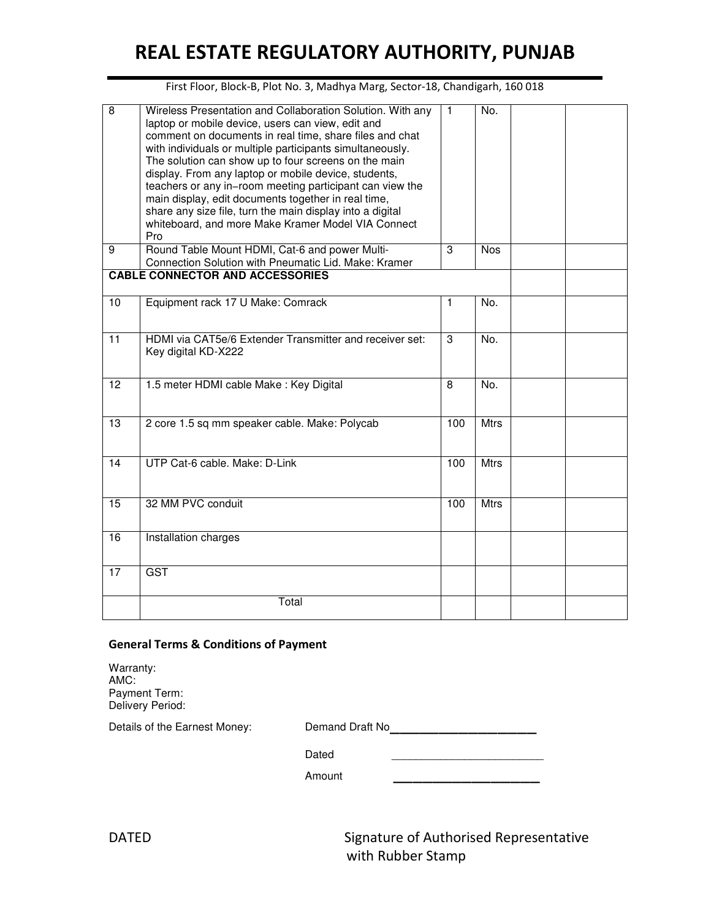# REAL ESTATE REGULATORY AUTHORITY, PUNJAB

First Floor, Block-B, Plot No. 3, Madhya Marg, Sector-18, Chandigarh, 160 018

| | | | | | |
|---|---|---|---|---|---|
| 8 | Wireless Presentation and Collaboration Solution. With any laptop or mobile device, users can view, edit and comment on documents in real time, share files and chat with individuals or multiple participants simultaneously. The solution can show up to four screens on the main display. From any laptop or mobile device, students, teachers or any in–room meeting participant can view the main display, edit documents together in real time, share any size file, turn the main display into a digital whiteboard, and more Make Kramer Model VIA Connect Pro | 1 | No. | | |
| 9 | Round Table Mount HDMI, Cat-6 and power Multi-Connection Solution with Pneumatic Lid. Make: Kramer | 3 | Nos | | |
| **CABLE CONNECTOR AND ACCESSORIES** | | | | | |
| 10 | Equipment rack 17 U Make: Comrack | 1 | No. | | |
| 11 | HDMI via CAT5e/6 Extender Transmitter and receiver set: Key digital KD-X222 | 3 | No. | | |
| 12 | 1.5 meter HDMI cable Make : Key Digital | 8 | No. | | |
| 13 | 2 core 1.5 sq mm speaker cable. Make: Polycab | 100 | Mtrs | | |
| 14 | UTP Cat-6 cable. Make: D-Link | 100 | Mtrs | | |
| 15 | 32 MM PVC conduit | 100 | Mtrs | | |
| 16 | Installation charges | | | | |
| 17 | GST | | | | |
| | Total | | | | |

**General Terms & Conditions of Payment**

Warranty:
AMC:
Payment Term:
Delivery Period:

Details of the Earnest Money: Demand Draft No________________________

Dated ________________________

Amount ________________________

DATED

Signature of Authorised Representative with Rubber Stamp